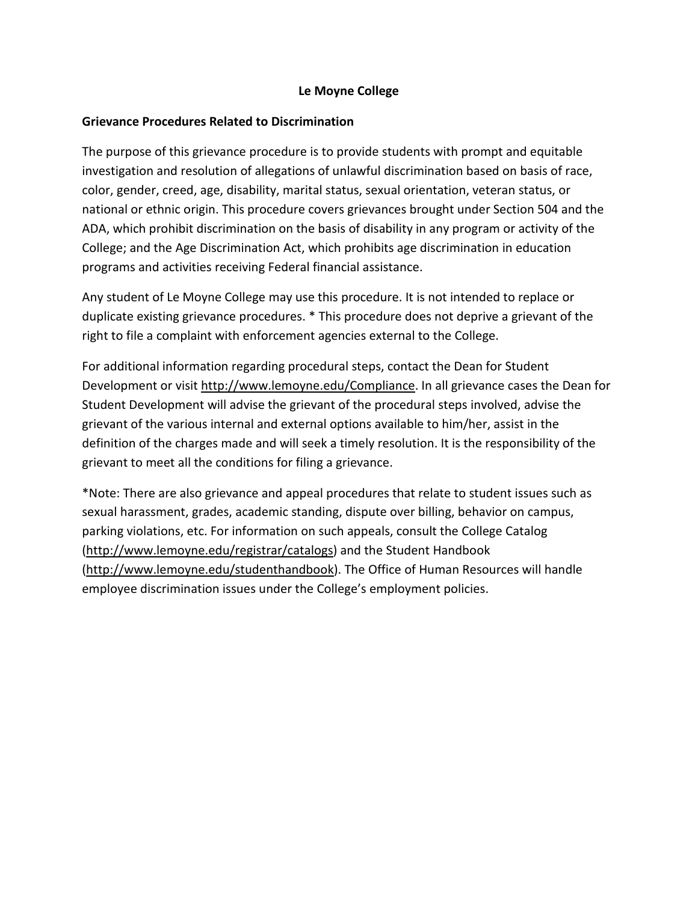# Le Moyne College

## Grievance Procedures Related to Discrimination

The purpose of this grievance procedure is to provide students with prompt and equitable investigation and resolution of allegations of unlawful discrimination based on basis of race, color, gender, creed, age, disability, marital status, sexual orientation, veteran status, or national or ethnic origin. This procedure covers grievances brought under Section 504 and the ADA, which prohibit discrimination on the basis of disability in any program or activity of the College; and the Age Discrimination Act, which prohibits age discrimination in education programs and activities receiving Federal financial assistance.

Any student of Le Moyne College may use this procedure. It is not intended to replace or duplicate existing grievance procedures. * This procedure does not deprive a grievant of the right to file a complaint with enforcement agencies external to the College.

For additional information regarding procedural steps, contact the Dean for Student Development or visit http://www.lemoyne.edu/Compliance. In all grievance cases the Dean for Student Development will advise the grievant of the procedural steps involved, advise the grievant of the various internal and external options available to him/her, assist in the definition of the charges made and will seek a timely resolution. It is the responsibility of the grievant to meet all the conditions for filing a grievance.

*Note: There are also grievance and appeal procedures that relate to student issues such as sexual harassment, grades, academic standing, dispute over billing, behavior on campus, parking violations, etc. For information on such appeals, consult the College Catalog (http://www.lemoyne.edu/registrar/catalogs) and the Student Handbook (http://www.lemoyne.edu/studenthandbook). The Office of Human Resources will handle employee discrimination issues under the College's employment policies.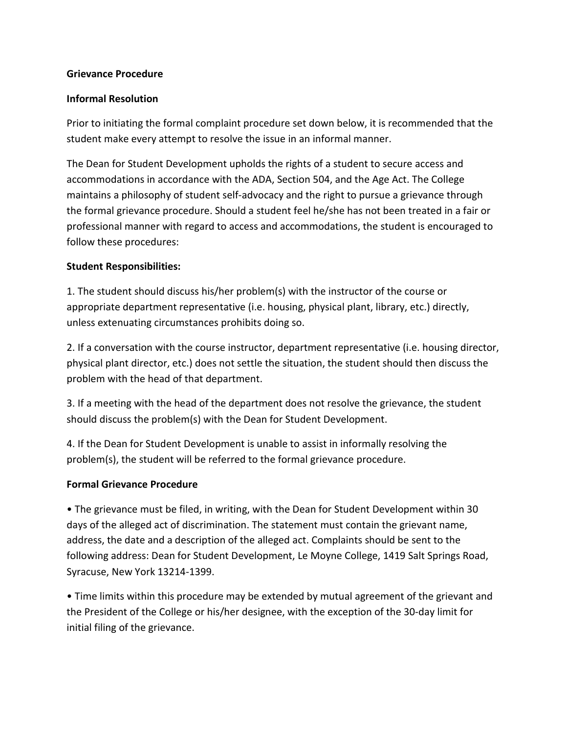**Grievance Procedure**

**Informal Resolution**

Prior to initiating the formal complaint procedure set down below, it is recommended that the student make every attempt to resolve the issue in an informal manner.

The Dean for Student Development upholds the rights of a student to secure access and accommodations in accordance with the ADA, Section 504, and the Age Act. The College maintains a philosophy of student self-advocacy and the right to pursue a grievance through the formal grievance procedure. Should a student feel he/she has not been treated in a fair or professional manner with regard to access and accommodations, the student is encouraged to follow these procedures:

**Student Responsibilities:**

1. The student should discuss his/her problem(s) with the instructor of the course or appropriate department representative (i.e. housing, physical plant, library, etc.) directly, unless extenuating circumstances prohibits doing so.

2. If a conversation with the course instructor, department representative (i.e. housing director, physical plant director, etc.) does not settle the situation, the student should then discuss the problem with the head of that department.

3. If a meeting with the head of the department does not resolve the grievance, the student should discuss the problem(s) with the Dean for Student Development.

4. If the Dean for Student Development is unable to assist in informally resolving the problem(s), the student will be referred to the formal grievance procedure.

**Formal Grievance Procedure**

- The grievance must be filed, in writing, with the Dean for Student Development within 30 days of the alleged act of discrimination. The statement must contain the grievant name, address, the date and a description of the alleged act. Complaints should be sent to the following address: Dean for Student Development, Le Moyne College, 1419 Salt Springs Road, Syracuse, New York 13214-1399.

- Time limits within this procedure may be extended by mutual agreement of the grievant and the President of the College or his/her designee, with the exception of the 30-day limit for initial filing of the grievance.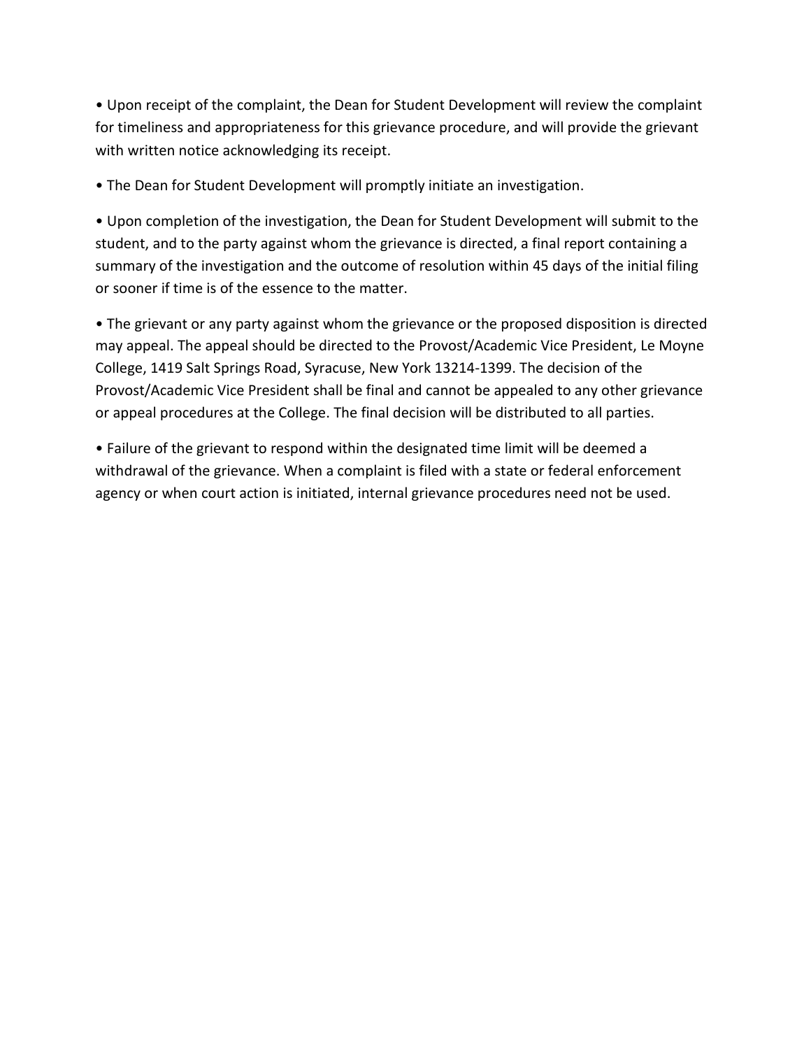- Upon receipt of the complaint, the Dean for Student Development will review the complaint for timeliness and appropriateness for this grievance procedure, and will provide the grievant with written notice acknowledging its receipt.

- The Dean for Student Development will promptly initiate an investigation.

- Upon completion of the investigation, the Dean for Student Development will submit to the student, and to the party against whom the grievance is directed, a final report containing a summary of the investigation and the outcome of resolution within 45 days of the initial filing or sooner if time is of the essence to the matter.

- The grievant or any party against whom the grievance or the proposed disposition is directed may appeal. The appeal should be directed to the Provost/Academic Vice President, Le Moyne College, 1419 Salt Springs Road, Syracuse, New York 13214-1399. The decision of the Provost/Academic Vice President shall be final and cannot be appealed to any other grievance or appeal procedures at the College. The final decision will be distributed to all parties.

- Failure of the grievant to respond within the designated time limit will be deemed a withdrawal of the grievance. When a complaint is filed with a state or federal enforcement agency or when court action is initiated, internal grievance procedures need not be used.